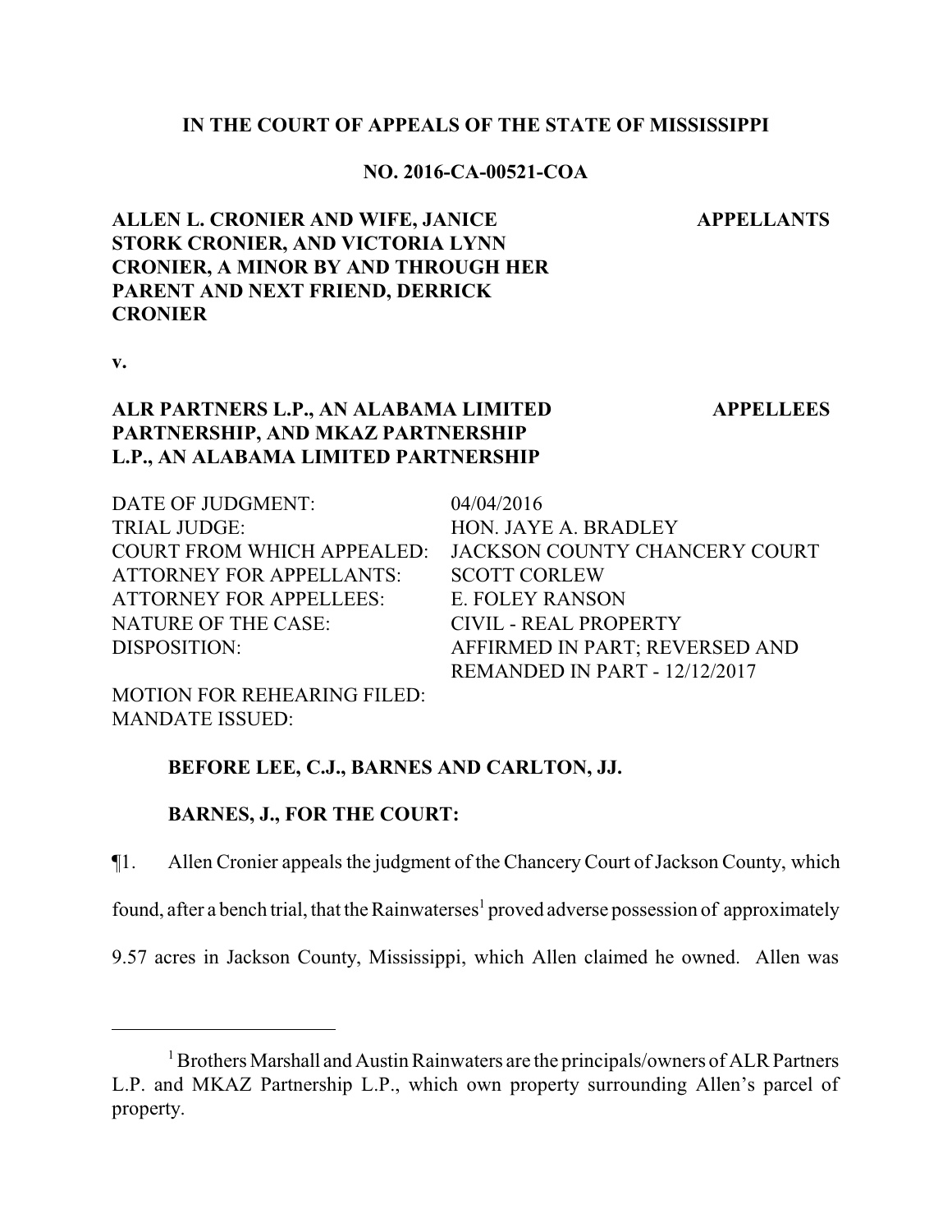**IN THE COURT OF APPEALS OF THE STATE OF MISSISSIPPI**

**NO. 2016-CA-00521-COA**

**ALLEN L. CRONIER AND WIFE, JANICE STORK CRONIER, AND VICTORIA LYNN CRONIER, A MINOR BY AND THROUGH HER PARENT AND NEXT FRIEND, DERRICK CRONIER** — **APPELLANTS**

**v.**

**ALR PARTNERS L.P., AN ALABAMA LIMITED PARTNERSHIP, AND MKAZ PARTNERSHIP L.P., AN ALABAMA LIMITED PARTNERSHIP** — **APPELLEES**

| | |
|---|---|
| DATE OF JUDGMENT: | 04/04/2016 |
| TRIAL JUDGE: | HON. JAYE A. BRADLEY |
| COURT FROM WHICH APPEALED: | JACKSON COUNTY CHANCERY COURT |
| ATTORNEY FOR APPELLANTS: | SCOTT CORLEW |
| ATTORNEY FOR APPELLEES: | E. FOLEY RANSON |
| NATURE OF THE CASE: | CIVIL - REAL PROPERTY |
| DISPOSITION: | AFFIRMED IN PART; REVERSED AND REMANDED IN PART - 12/12/2017 |
| MOTION FOR REHEARING FILED: | |
| MANDATE ISSUED: | |

**BEFORE LEE, C.J., BARNES AND CARLTON, JJ.**

**BARNES, J., FOR THE COURT:**

¶1. Allen Cronier appeals the judgment of the Chancery Court of Jackson County, which found, after a bench trial, that the Rainwaterses[1] proved adverse possession of approximately 9.57 acres in Jackson County, Mississippi, which Allen claimed he owned. Allen was

---

[1] Brothers Marshall and Austin Rainwaters are the principals/owners of ALR Partners L.P. and MKAZ Partnership L.P., which own property surrounding Allen's parcel of property.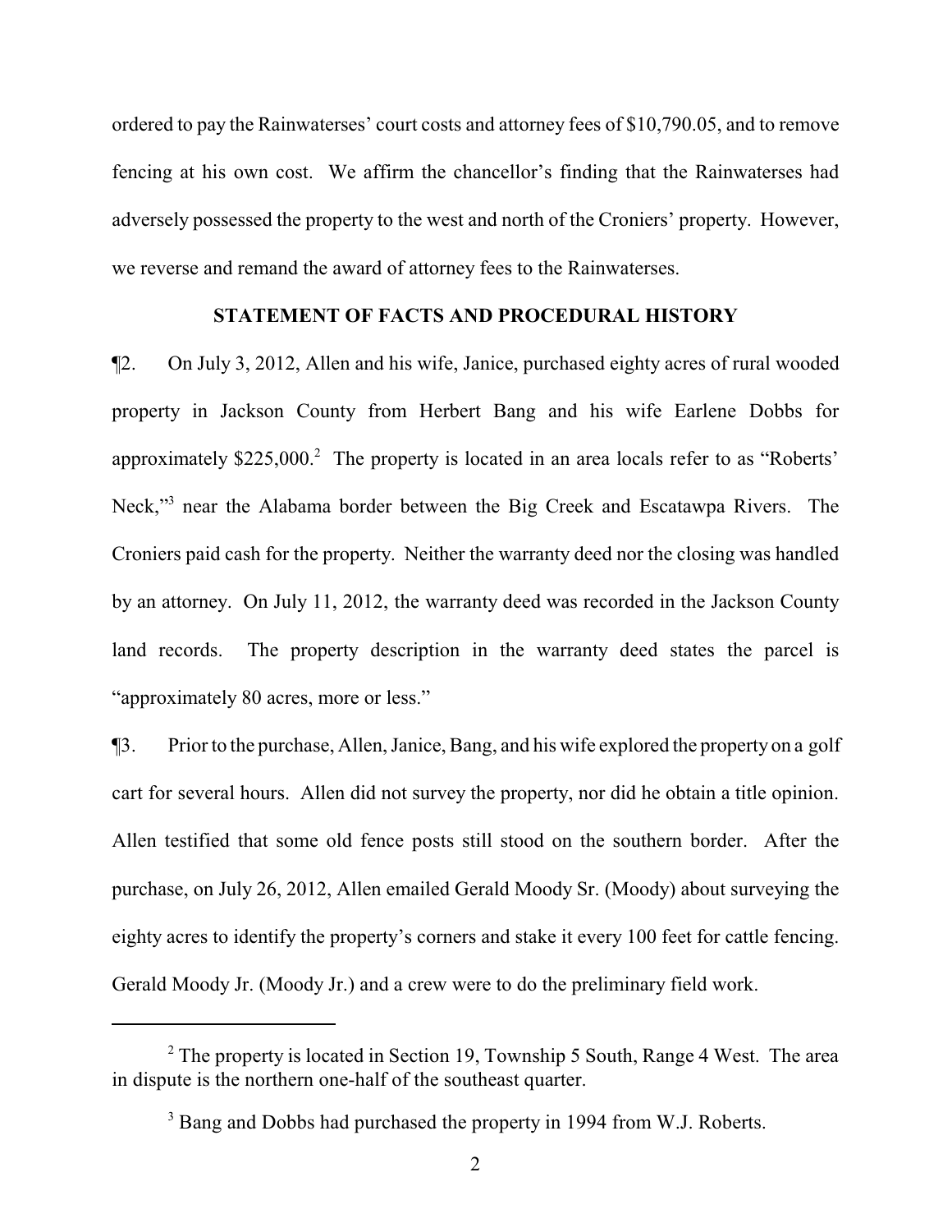ordered to pay the Rainwaterses' court costs and attorney fees of $10,790.05, and to remove fencing at his own cost. We affirm the chancellor's finding that the Rainwaterses had adversely possessed the property to the west and north of the Croniers' property. However, we reverse and remand the award of attorney fees to the Rainwaterses.

## STATEMENT OF FACTS AND PROCEDURAL HISTORY

¶2. On July 3, 2012, Allen and his wife, Janice, purchased eighty acres of rural wooded property in Jackson County from Herbert Bang and his wife Earlene Dobbs for approximately $225,000.[2] The property is located in an area locals refer to as "Roberts' Neck,"[3] near the Alabama border between the Big Creek and Escatawpa Rivers. The Croniers paid cash for the property. Neither the warranty deed nor the closing was handled by an attorney. On July 11, 2012, the warranty deed was recorded in the Jackson County land records. The property description in the warranty deed states the parcel is "approximately 80 acres, more or less."

¶3. Prior to the purchase, Allen, Janice, Bang, and his wife explored the property on a golf cart for several hours. Allen did not survey the property, nor did he obtain a title opinion. Allen testified that some old fence posts still stood on the southern border. After the purchase, on July 26, 2012, Allen emailed Gerald Moody Sr. (Moody) about surveying the eighty acres to identify the property's corners and stake it every 100 feet for cattle fencing. Gerald Moody Jr. (Moody Jr.) and a crew were to do the preliminary field work.

---

[2] The property is located in Section 19, Township 5 South, Range 4 West. The area in dispute is the northern one-half of the southeast quarter.

[3] Bang and Dobbs had purchased the property in 1994 from W.J. Roberts.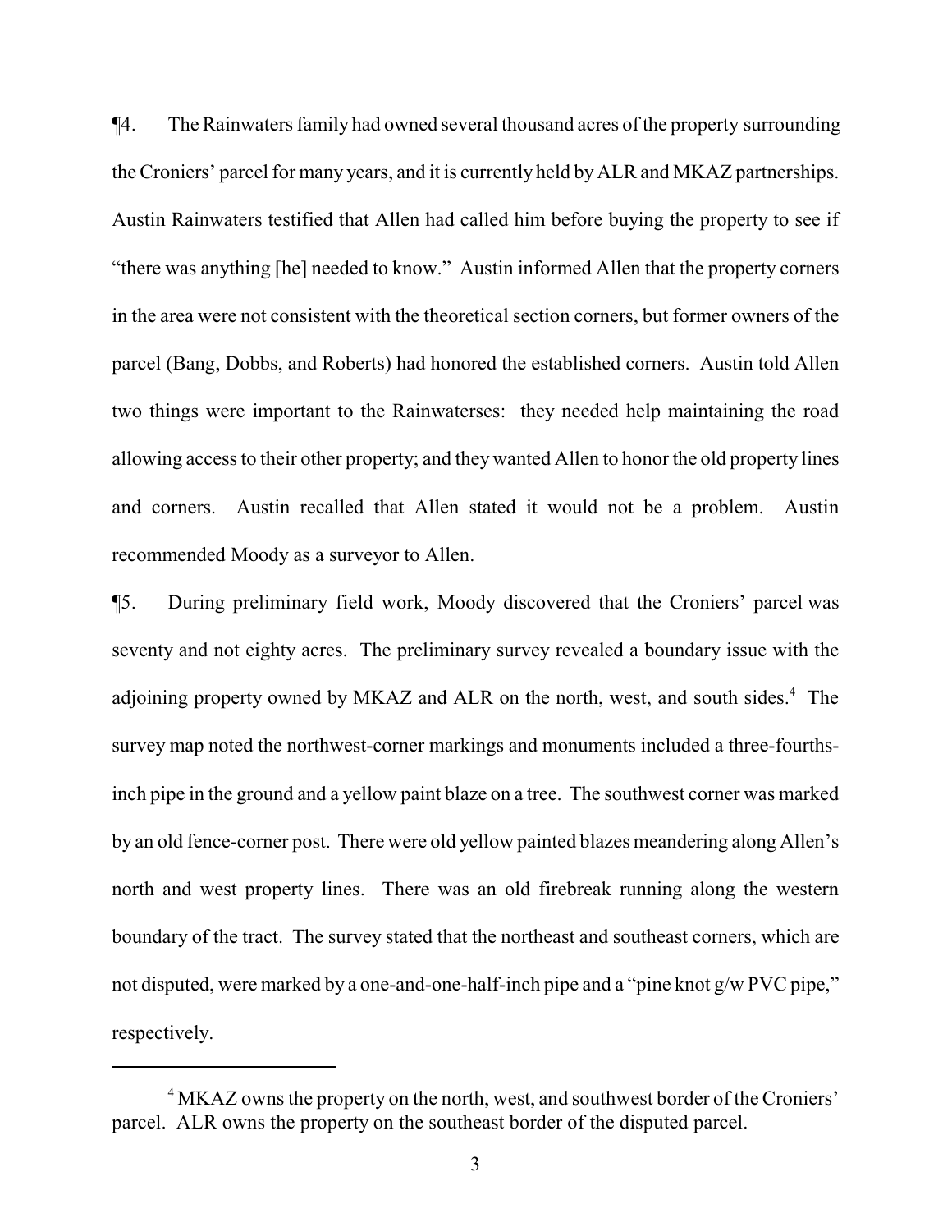¶4. The Rainwaters family had owned several thousand acres of the property surrounding the Croniers' parcel for many years, and it is currently held by ALR and MKAZ partnerships. Austin Rainwaters testified that Allen had called him before buying the property to see if "there was anything [he] needed to know." Austin informed Allen that the property corners in the area were not consistent with the theoretical section corners, but former owners of the parcel (Bang, Dobbs, and Roberts) had honored the established corners. Austin told Allen two things were important to the Rainwaterses: they needed help maintaining the road allowing access to their other property; and they wanted Allen to honor the old property lines and corners. Austin recalled that Allen stated it would not be a problem. Austin recommended Moody as a surveyor to Allen.

¶5. During preliminary field work, Moody discovered that the Croniers' parcel was seventy and not eighty acres. The preliminary survey revealed a boundary issue with the adjoining property owned by MKAZ and ALR on the north, west, and south sides.[4] The survey map noted the northwest-corner markings and monuments included a three-fourths-inch pipe in the ground and a yellow paint blaze on a tree. The southwest corner was marked by an old fence-corner post. There were old yellow painted blazes meandering along Allen's north and west property lines. There was an old firebreak running along the western boundary of the tract. The survey stated that the northeast and southeast corners, which are not disputed, were marked by a one-and-one-half-inch pipe and a "pine knot g/w PVC pipe," respectively.

[4] MKAZ owns the property on the north, west, and southwest border of the Croniers' parcel. ALR owns the property on the southeast border of the disputed parcel.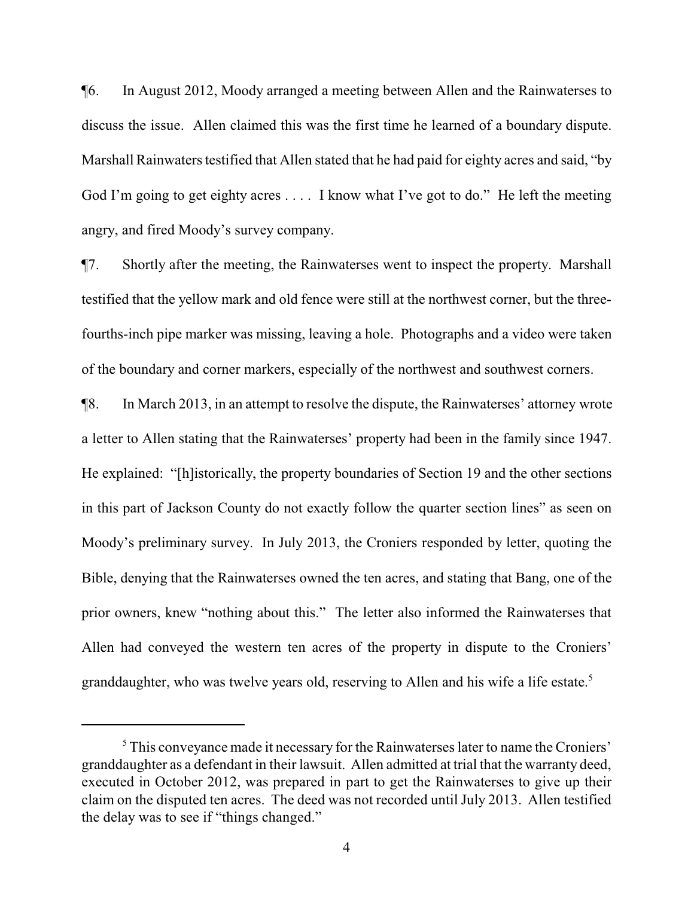¶6. In August 2012, Moody arranged a meeting between Allen and the Rainwaterses to discuss the issue. Allen claimed this was the first time he learned of a boundary dispute. Marshall Rainwaters testified that Allen stated that he had paid for eighty acres and said, "by God I'm going to get eighty acres . . . . I know what I've got to do." He left the meeting angry, and fired Moody's survey company.

¶7. Shortly after the meeting, the Rainwaterses went to inspect the property. Marshall testified that the yellow mark and old fence were still at the northwest corner, but the three-fourths-inch pipe marker was missing, leaving a hole. Photographs and a video were taken of the boundary and corner markers, especially of the northwest and southwest corners.

¶8. In March 2013, in an attempt to resolve the dispute, the Rainwaterses' attorney wrote a letter to Allen stating that the Rainwaterses' property had been in the family since 1947. He explained: "[h]istorically, the property boundaries of Section 19 and the other sections in this part of Jackson County do not exactly follow the quarter section lines" as seen on Moody's preliminary survey. In July 2013, the Croniers responded by letter, quoting the Bible, denying that the Rainwaterses owned the ten acres, and stating that Bang, one of the prior owners, knew "nothing about this." The letter also informed the Rainwaterses that Allen had conveyed the western ten acres of the property in dispute to the Croniers' granddaughter, who was twelve years old, reserving to Allen and his wife a life estate.[5]

---

[5] This conveyance made it necessary for the Rainwaterses later to name the Croniers' granddaughter as a defendant in their lawsuit. Allen admitted at trial that the warranty deed, executed in October 2012, was prepared in part to get the Rainwaterses to give up their claim on the disputed ten acres. The deed was not recorded until July 2013. Allen testified the delay was to see if "things changed."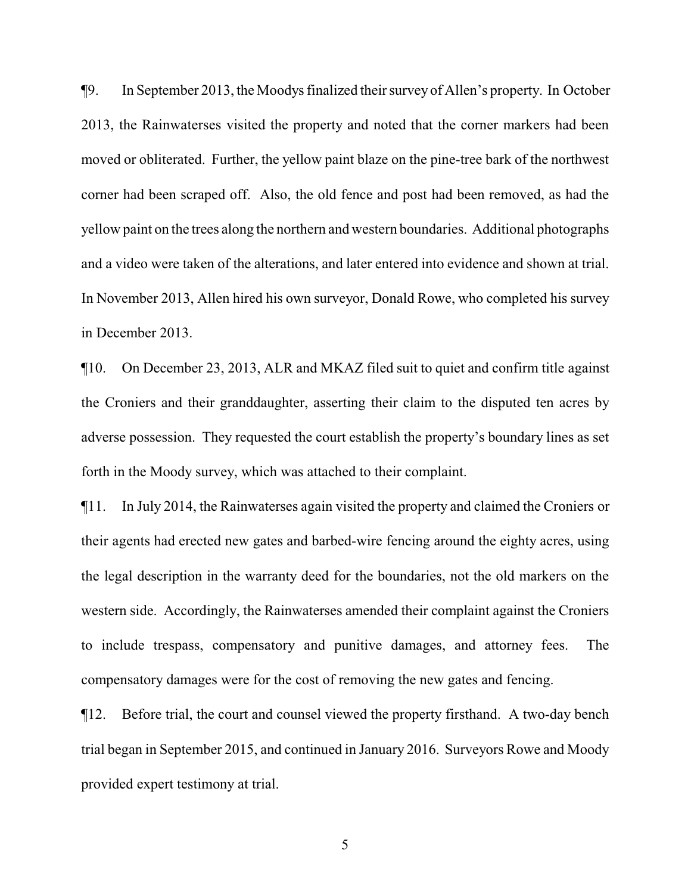¶9. In September 2013, the Moodys finalized their survey of Allen's property. In October 2013, the Rainwaterses visited the property and noted that the corner markers had been moved or obliterated. Further, the yellow paint blaze on the pine-tree bark of the northwest corner had been scraped off. Also, the old fence and post had been removed, as had the yellow paint on the trees along the northern and western boundaries. Additional photographs and a video were taken of the alterations, and later entered into evidence and shown at trial. In November 2013, Allen hired his own surveyor, Donald Rowe, who completed his survey in December 2013.

¶10. On December 23, 2013, ALR and MKAZ filed suit to quiet and confirm title against the Croniers and their granddaughter, asserting their claim to the disputed ten acres by adverse possession. They requested the court establish the property's boundary lines as set forth in the Moody survey, which was attached to their complaint.

¶11. In July 2014, the Rainwaterses again visited the property and claimed the Croniers or their agents had erected new gates and barbed-wire fencing around the eighty acres, using the legal description in the warranty deed for the boundaries, not the old markers on the western side. Accordingly, the Rainwaterses amended their complaint against the Croniers to include trespass, compensatory and punitive damages, and attorney fees. The compensatory damages were for the cost of removing the new gates and fencing.

¶12. Before trial, the court and counsel viewed the property firsthand. A two-day bench trial began in September 2015, and continued in January 2016. Surveyors Rowe and Moody provided expert testimony at trial.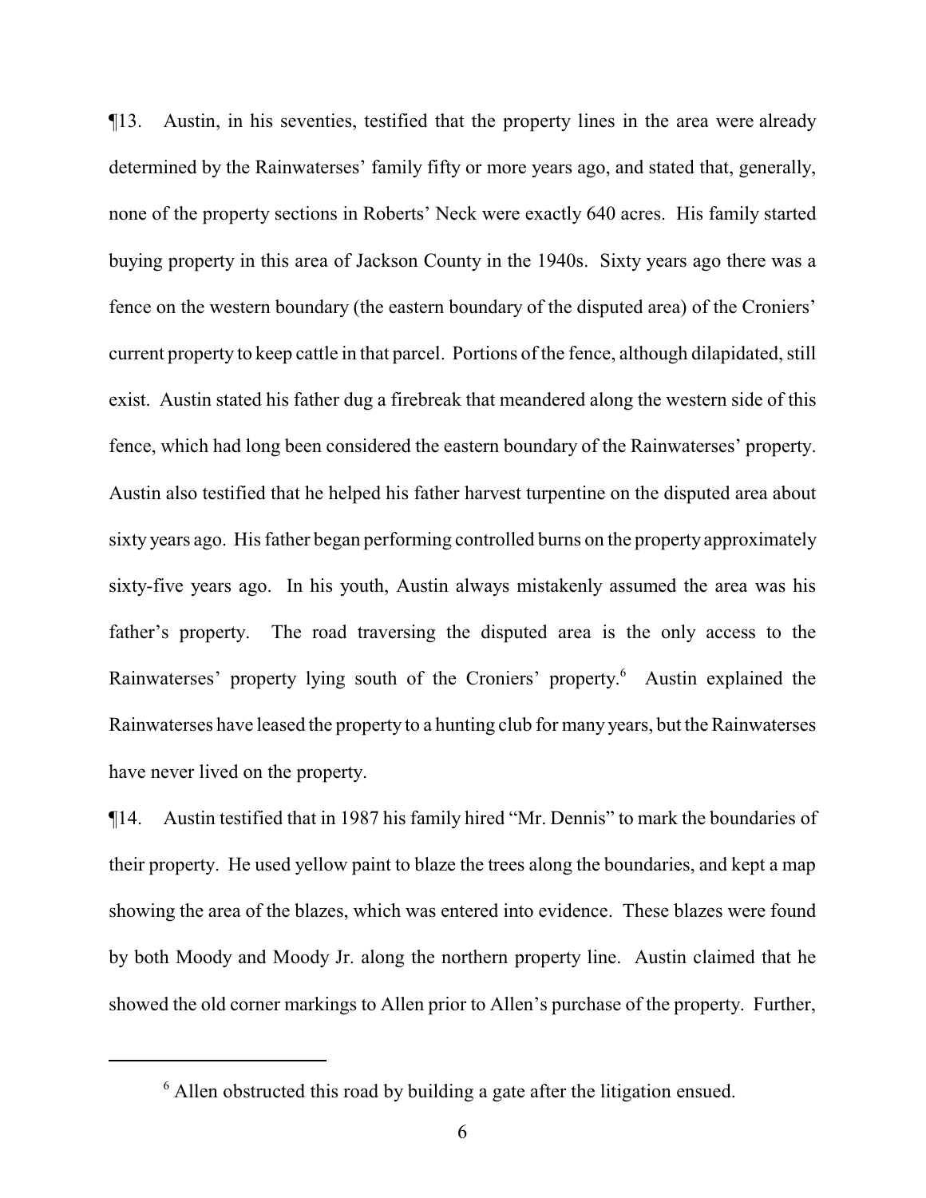¶13. Austin, in his seventies, testified that the property lines in the area were already determined by the Rainwaterses' family fifty or more years ago, and stated that, generally, none of the property sections in Roberts' Neck were exactly 640 acres. His family started buying property in this area of Jackson County in the 1940s. Sixty years ago there was a fence on the western boundary (the eastern boundary of the disputed area) of the Croniers' current property to keep cattle in that parcel. Portions of the fence, although dilapidated, still exist. Austin stated his father dug a firebreak that meandered along the western side of this fence, which had long been considered the eastern boundary of the Rainwaterses' property. Austin also testified that he helped his father harvest turpentine on the disputed area about sixty years ago. His father began performing controlled burns on the property approximately sixty-five years ago. In his youth, Austin always mistakenly assumed the area was his father's property. The road traversing the disputed area is the only access to the Rainwaterses' property lying south of the Croniers' property.[6] Austin explained the Rainwaterses have leased the property to a hunting club for many years, but the Rainwaterses have never lived on the property.

¶14. Austin testified that in 1987 his family hired "Mr. Dennis" to mark the boundaries of their property. He used yellow paint to blaze the trees along the boundaries, and kept a map showing the area of the blazes, which was entered into evidence. These blazes were found by both Moody and Moody Jr. along the northern property line. Austin claimed that he showed the old corner markings to Allen prior to Allen's purchase of the property. Further,

[6] Allen obstructed this road by building a gate after the litigation ensued.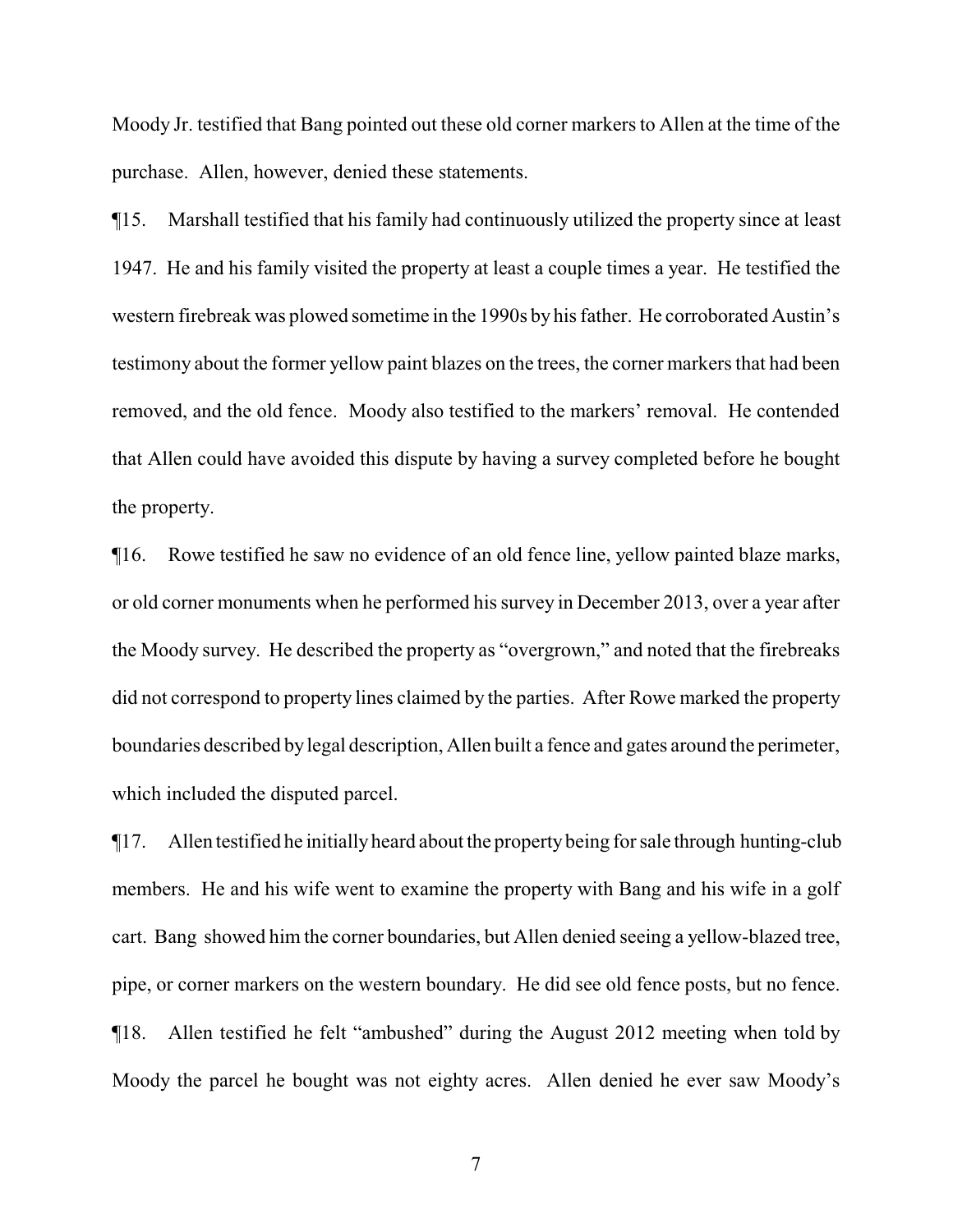Moody Jr. testified that Bang pointed out these old corner markers to Allen at the time of the purchase. Allen, however, denied these statements.

¶15. Marshall testified that his family had continuously utilized the property since at least 1947. He and his family visited the property at least a couple times a year. He testified the western firebreak was plowed sometime in the 1990s by his father. He corroborated Austin's testimony about the former yellow paint blazes on the trees, the corner markers that had been removed, and the old fence. Moody also testified to the markers' removal. He contended that Allen could have avoided this dispute by having a survey completed before he bought the property.

¶16. Rowe testified he saw no evidence of an old fence line, yellow painted blaze marks, or old corner monuments when he performed his survey in December 2013, over a year after the Moody survey. He described the property as "overgrown," and noted that the firebreaks did not correspond to property lines claimed by the parties. After Rowe marked the property boundaries described by legal description, Allen built a fence and gates around the perimeter, which included the disputed parcel.

¶17. Allen testified he initially heard about the property being for sale through hunting-club members. He and his wife went to examine the property with Bang and his wife in a golf cart. Bang showed him the corner boundaries, but Allen denied seeing a yellow-blazed tree, pipe, or corner markers on the western boundary. He did see old fence posts, but no fence.

¶18. Allen testified he felt "ambushed" during the August 2012 meeting when told by Moody the parcel he bought was not eighty acres. Allen denied he ever saw Moody's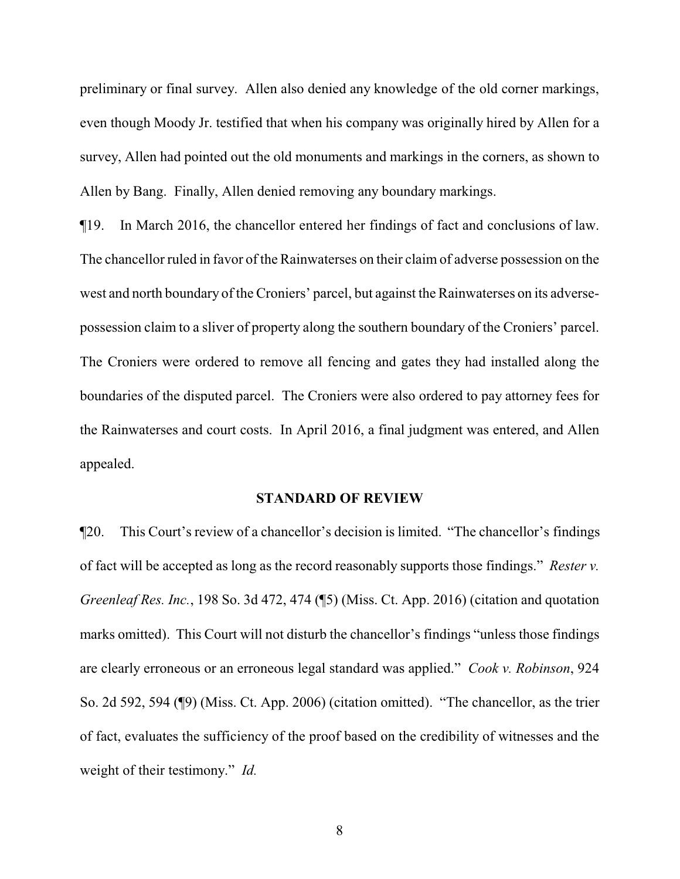preliminary or final survey. Allen also denied any knowledge of the old corner markings, even though Moody Jr. testified that when his company was originally hired by Allen for a survey, Allen had pointed out the old monuments and markings in the corners, as shown to Allen by Bang. Finally, Allen denied removing any boundary markings.

¶19. In March 2016, the chancellor entered her findings of fact and conclusions of law. The chancellor ruled in favor of the Rainwaterses on their claim of adverse possession on the west and north boundary of the Croniers' parcel, but against the Rainwaterses on its adverse-possession claim to a sliver of property along the southern boundary of the Croniers' parcel. The Croniers were ordered to remove all fencing and gates they had installed along the boundaries of the disputed parcel. The Croniers were also ordered to pay attorney fees for the Rainwaterses and court costs. In April 2016, a final judgment was entered, and Allen appealed.

## STANDARD OF REVIEW

¶20. This Court's review of a chancellor's decision is limited. "The chancellor's findings of fact will be accepted as long as the record reasonably supports those findings." *Rester v. Greenleaf Res. Inc.*, 198 So. 3d 472, 474 (¶5) (Miss. Ct. App. 2016) (citation and quotation marks omitted). This Court will not disturb the chancellor's findings "unless those findings are clearly erroneous or an erroneous legal standard was applied." *Cook v. Robinson*, 924 So. 2d 592, 594 (¶9) (Miss. Ct. App. 2006) (citation omitted). "The chancellor, as the trier of fact, evaluates the sufficiency of the proof based on the credibility of witnesses and the weight of their testimony." *Id.*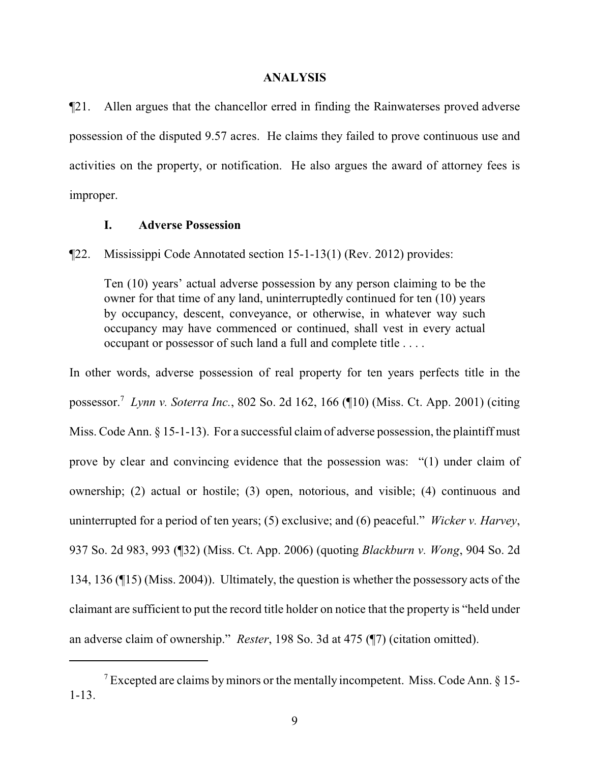## ANALYSIS

¶21. Allen argues that the chancellor erred in finding the Rainwaterses proved adverse possession of the disputed 9.57 acres. He claims they failed to prove continuous use and activities on the property, or notification. He also argues the award of attorney fees is improper.

### I. Adverse Possession

¶22. Mississippi Code Annotated section 15-1-13(1) (Rev. 2012) provides:

> Ten (10) years' actual adverse possession by any person claiming to be the owner for that time of any land, uninterruptedly continued for ten (10) years by occupancy, descent, conveyance, or otherwise, in whatever way such occupancy may have commenced or continued, shall vest in every actual occupant or possessor of such land a full and complete title . . . .

In other words, adverse possession of real property for ten years perfects title in the possessor.[7] *Lynn v. Soterra Inc.*, 802 So. 2d 162, 166 (¶10) (Miss. Ct. App. 2001) (citing Miss. Code Ann. § 15-1-13). For a successful claim of adverse possession, the plaintiff must prove by clear and convincing evidence that the possession was: "(1) under claim of ownership; (2) actual or hostile; (3) open, notorious, and visible; (4) continuous and uninterrupted for a period of ten years; (5) exclusive; and (6) peaceful." *Wicker v. Harvey*, 937 So. 2d 983, 993 (¶32) (Miss. Ct. App. 2006) (quoting *Blackburn v. Wong*, 904 So. 2d 134, 136 (¶15) (Miss. 2004)). Ultimately, the question is whether the possessory acts of the claimant are sufficient to put the record title holder on notice that the property is "held under an adverse claim of ownership." *Rester*, 198 So. 3d at 475 (¶7) (citation omitted).

---

[7] Excepted are claims by minors or the mentally incompetent. Miss. Code Ann. § 15-1-13.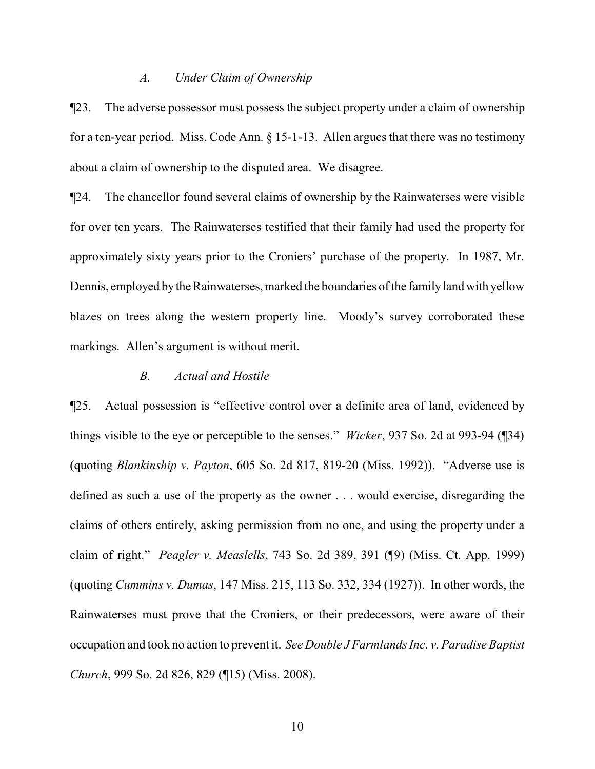### *A. Under Claim of Ownership*

¶23. The adverse possessor must possess the subject property under a claim of ownership for a ten-year period. Miss. Code Ann. § 15-1-13. Allen argues that there was no testimony about a claim of ownership to the disputed area. We disagree.

¶24. The chancellor found several claims of ownership by the Rainwaterses were visible for over ten years. The Rainwaterses testified that their family had used the property for approximately sixty years prior to the Croniers' purchase of the property. In 1987, Mr. Dennis, employed by the Rainwaterses, marked the boundaries of the family land with yellow blazes on trees along the western property line. Moody's survey corroborated these markings. Allen's argument is without merit.

### *B. Actual and Hostile*

¶25. Actual possession is "effective control over a definite area of land, evidenced by things visible to the eye or perceptible to the senses." *Wicker*, 937 So. 2d at 993-94 (¶34) (quoting *Blankinship v. Payton*, 605 So. 2d 817, 819-20 (Miss. 1992)). "Adverse use is defined as such a use of the property as the owner . . . would exercise, disregarding the claims of others entirely, asking permission from no one, and using the property under a claim of right." *Peagler v. Measlells*, 743 So. 2d 389, 391 (¶9) (Miss. Ct. App. 1999) (quoting *Cummins v. Dumas*, 147 Miss. 215, 113 So. 332, 334 (1927)). In other words, the Rainwaterses must prove that the Croniers, or their predecessors, were aware of their occupation and took no action to prevent it. *See Double J Farmlands Inc. v. Paradise Baptist Church*, 999 So. 2d 826, 829 (¶15) (Miss. 2008).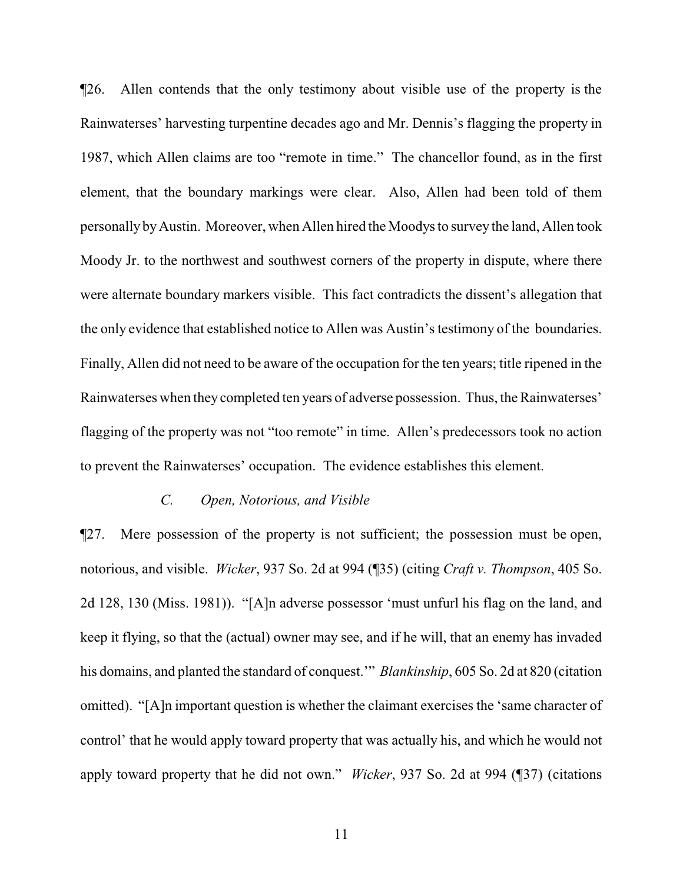¶26. Allen contends that the only testimony about visible use of the property is the Rainwaterses' harvesting turpentine decades ago and Mr. Dennis's flagging the property in 1987, which Allen claims are too "remote in time." The chancellor found, as in the first element, that the boundary markings were clear. Also, Allen had been told of them personally by Austin. Moreover, when Allen hired the Moodys to survey the land, Allen took Moody Jr. to the northwest and southwest corners of the property in dispute, where there were alternate boundary markers visible. This fact contradicts the dissent's allegation that the only evidence that established notice to Allen was Austin's testimony of the boundaries. Finally, Allen did not need to be aware of the occupation for the ten years; title ripened in the Rainwaterses when they completed ten years of adverse possession. Thus, the Rainwaterses' flagging of the property was not "too remote" in time. Allen's predecessors took no action to prevent the Rainwaterses' occupation. The evidence establishes this element.

### *C. Open, Notorious, and Visible*

¶27. Mere possession of the property is not sufficient; the possession must be open, notorious, and visible. *Wicker*, 937 So. 2d at 994 (¶35) (citing *Craft v. Thompson*, 405 So. 2d 128, 130 (Miss. 1981)). "[A]n adverse possessor 'must unfurl his flag on the land, and keep it flying, so that the (actual) owner may see, and if he will, that an enemy has invaded his domains, and planted the standard of conquest.'" *Blankinship*, 605 So. 2d at 820 (citation omitted). "[A]n important question is whether the claimant exercises the 'same character of control' that he would apply toward property that was actually his, and which he would not apply toward property that he did not own." *Wicker*, 937 So. 2d at 994 (¶37) (citations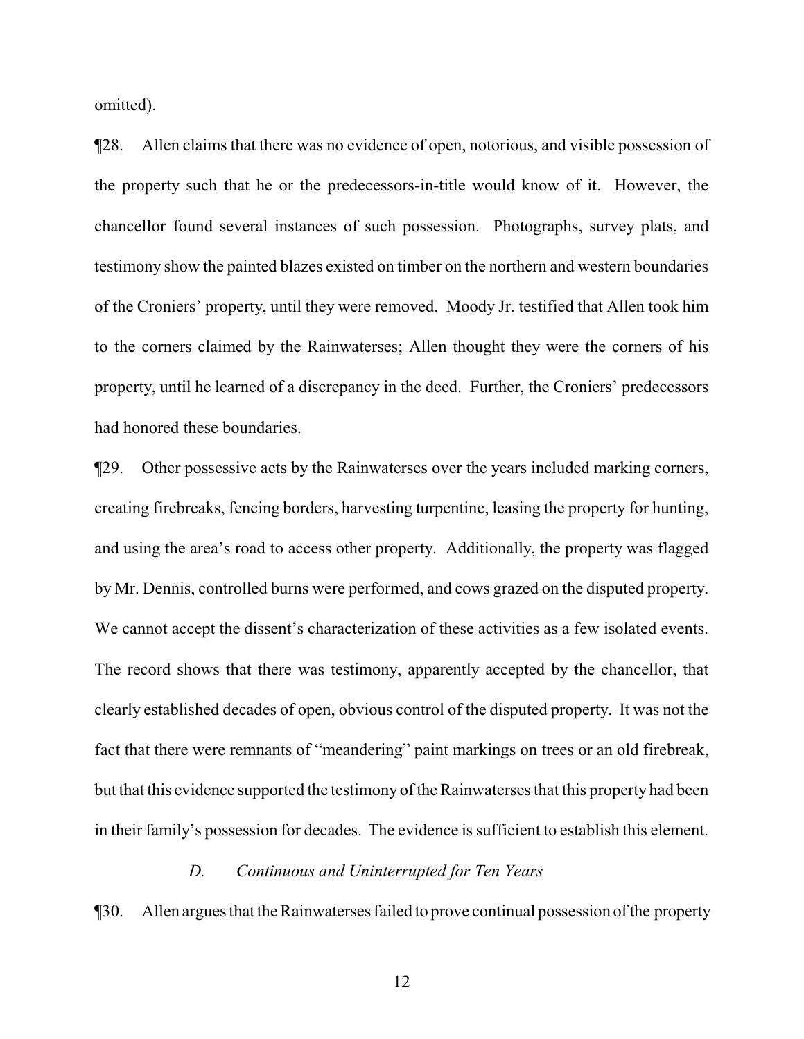omitted).

¶28. Allen claims that there was no evidence of open, notorious, and visible possession of the property such that he or the predecessors-in-title would know of it. However, the chancellor found several instances of such possession. Photographs, survey plats, and testimony show the painted blazes existed on timber on the northern and western boundaries of the Croniers' property, until they were removed. Moody Jr. testified that Allen took him to the corners claimed by the Rainwaterses; Allen thought they were the corners of his property, until he learned of a discrepancy in the deed. Further, the Croniers' predecessors had honored these boundaries.

¶29. Other possessive acts by the Rainwaterses over the years included marking corners, creating firebreaks, fencing borders, harvesting turpentine, leasing the property for hunting, and using the area's road to access other property. Additionally, the property was flagged by Mr. Dennis, controlled burns were performed, and cows grazed on the disputed property. We cannot accept the dissent's characterization of these activities as a few isolated events. The record shows that there was testimony, apparently accepted by the chancellor, that clearly established decades of open, obvious control of the disputed property. It was not the fact that there were remnants of "meandering" paint markings on trees or an old firebreak, but that this evidence supported the testimony of the Rainwaterses that this property had been in their family's possession for decades. The evidence is sufficient to establish this element.

### *D. Continuous and Uninterrupted for Ten Years*

¶30. Allen argues that the Rainwaterses failed to prove continual possession of the property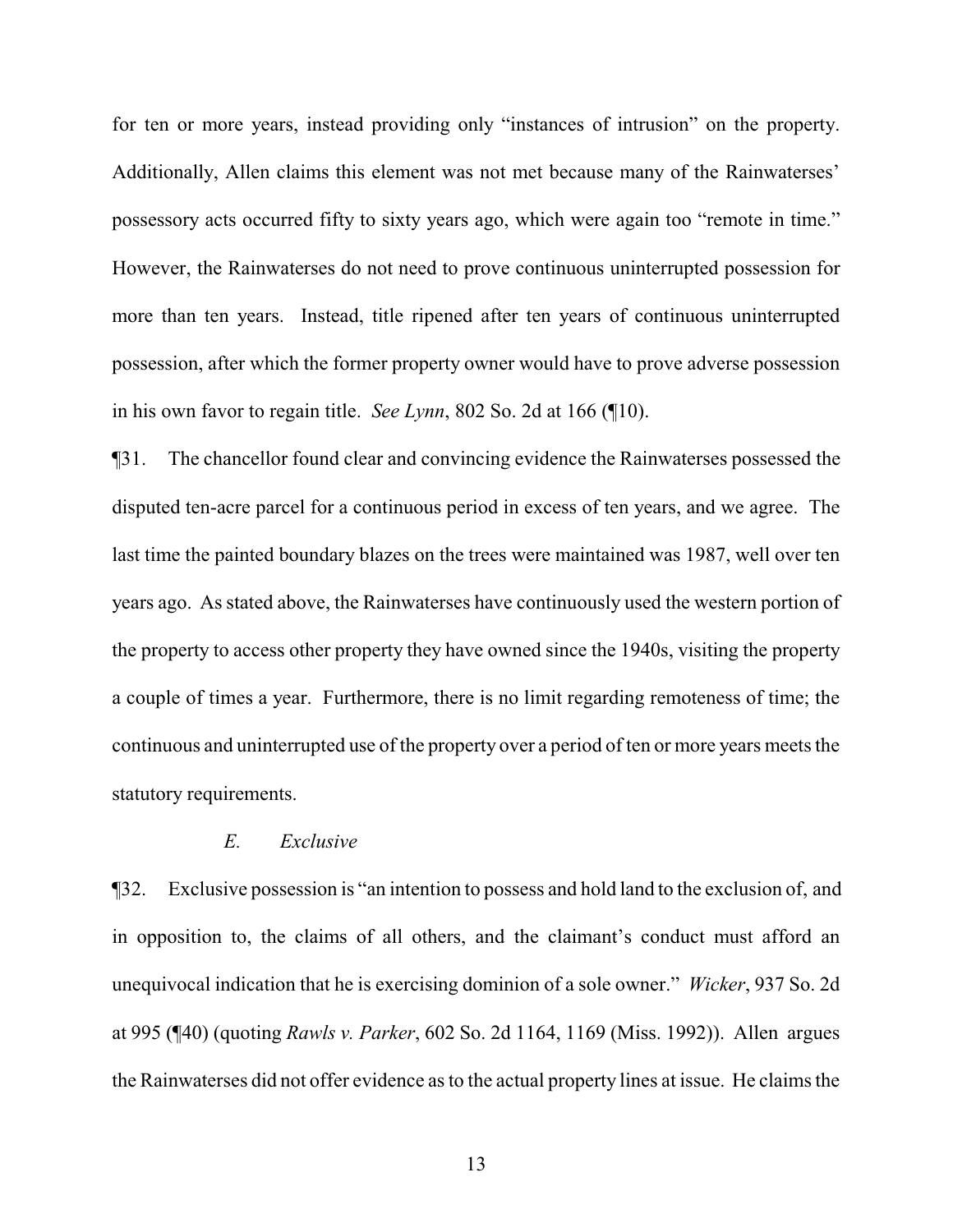for ten or more years, instead providing only "instances of intrusion" on the property. Additionally, Allen claims this element was not met because many of the Rainwaterses' possessory acts occurred fifty to sixty years ago, which were again too "remote in time." However, the Rainwaterses do not need to prove continuous uninterrupted possession for more than ten years. Instead, title ripened after ten years of continuous uninterrupted possession, after which the former property owner would have to prove adverse possession in his own favor to regain title. *See Lynn*, 802 So. 2d at 166 (¶10).

¶31. The chancellor found clear and convincing evidence the Rainwaterses possessed the disputed ten-acre parcel for a continuous period in excess of ten years, and we agree. The last time the painted boundary blazes on the trees were maintained was 1987, well over ten years ago. As stated above, the Rainwaterses have continuously used the western portion of the property to access other property they have owned since the 1940s, visiting the property a couple of times a year. Furthermore, there is no limit regarding remoteness of time; the continuous and uninterrupted use of the property over a period of ten or more years meets the statutory requirements.

### *E. Exclusive*

¶32. Exclusive possession is "an intention to possess and hold land to the exclusion of, and in opposition to, the claims of all others, and the claimant's conduct must afford an unequivocal indication that he is exercising dominion of a sole owner." *Wicker*, 937 So. 2d at 995 (¶40) (quoting *Rawls v. Parker*, 602 So. 2d 1164, 1169 (Miss. 1992)). Allen argues the Rainwaterses did not offer evidence as to the actual property lines at issue. He claims the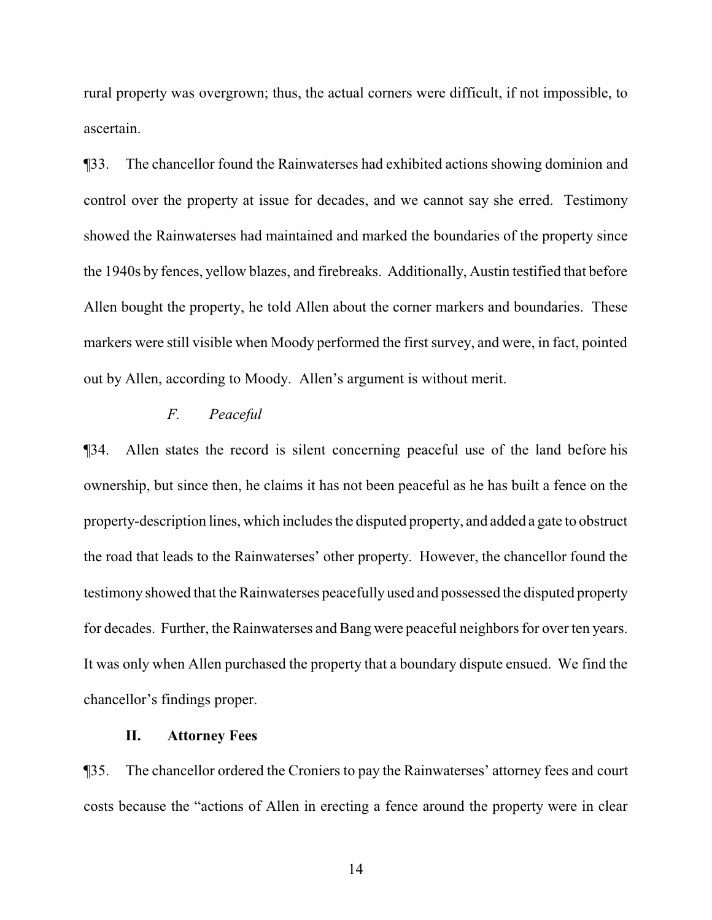rural property was overgrown; thus, the actual corners were difficult, if not impossible, to ascertain.

¶33. The chancellor found the Rainwaterses had exhibited actions showing dominion and control over the property at issue for decades, and we cannot say she erred. Testimony showed the Rainwaterses had maintained and marked the boundaries of the property since the 1940s by fences, yellow blazes, and firebreaks. Additionally, Austin testified that before Allen bought the property, he told Allen about the corner markers and boundaries. These markers were still visible when Moody performed the first survey, and were, in fact, pointed out by Allen, according to Moody. Allen's argument is without merit.

### *F. Peaceful*

¶34. Allen states the record is silent concerning peaceful use of the land before his ownership, but since then, he claims it has not been peaceful as he has built a fence on the property-description lines, which includes the disputed property, and added a gate to obstruct the road that leads to the Rainwaterses' other property. However, the chancellor found the testimony showed that the Rainwaterses peacefully used and possessed the disputed property for decades. Further, the Rainwaterses and Bang were peaceful neighbors for over ten years. It was only when Allen purchased the property that a boundary dispute ensued. We find the chancellor's findings proper.

## **II. Attorney Fees**

¶35. The chancellor ordered the Croniers to pay the Rainwaterses' attorney fees and court costs because the "actions of Allen in erecting a fence around the property were in clear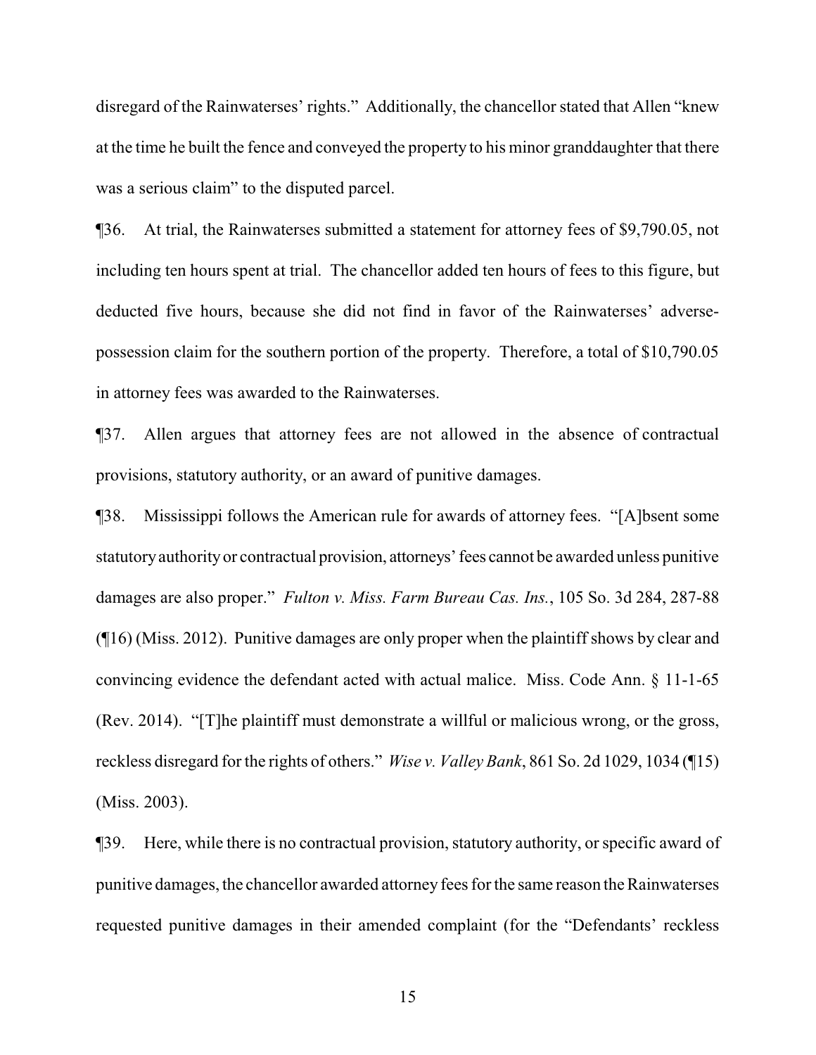disregard of the Rainwaterses' rights." Additionally, the chancellor stated that Allen "knew at the time he built the fence and conveyed the property to his minor granddaughter that there was a serious claim" to the disputed parcel.

¶36. At trial, the Rainwaterses submitted a statement for attorney fees of $9,790.05, not including ten hours spent at trial. The chancellor added ten hours of fees to this figure, but deducted five hours, because she did not find in favor of the Rainwaterses' adverse-possession claim for the southern portion of the property. Therefore, a total of $10,790.05 in attorney fees was awarded to the Rainwaterses.

¶37. Allen argues that attorney fees are not allowed in the absence of contractual provisions, statutory authority, or an award of punitive damages.

¶38. Mississippi follows the American rule for awards of attorney fees. "[A]bsent some statutory authority or contractual provision, attorneys' fees cannot be awarded unless punitive damages are also proper." *Fulton v. Miss. Farm Bureau Cas. Ins.*, 105 So. 3d 284, 287-88 (¶16) (Miss. 2012). Punitive damages are only proper when the plaintiff shows by clear and convincing evidence the defendant acted with actual malice. Miss. Code Ann. § 11-1-65 (Rev. 2014). "[T]he plaintiff must demonstrate a willful or malicious wrong, or the gross, reckless disregard for the rights of others." *Wise v. Valley Bank*, 861 So. 2d 1029, 1034 (¶15) (Miss. 2003).

¶39. Here, while there is no contractual provision, statutory authority, or specific award of punitive damages, the chancellor awarded attorney fees for the same reason the Rainwaterses requested punitive damages in their amended complaint (for the "Defendants' reckless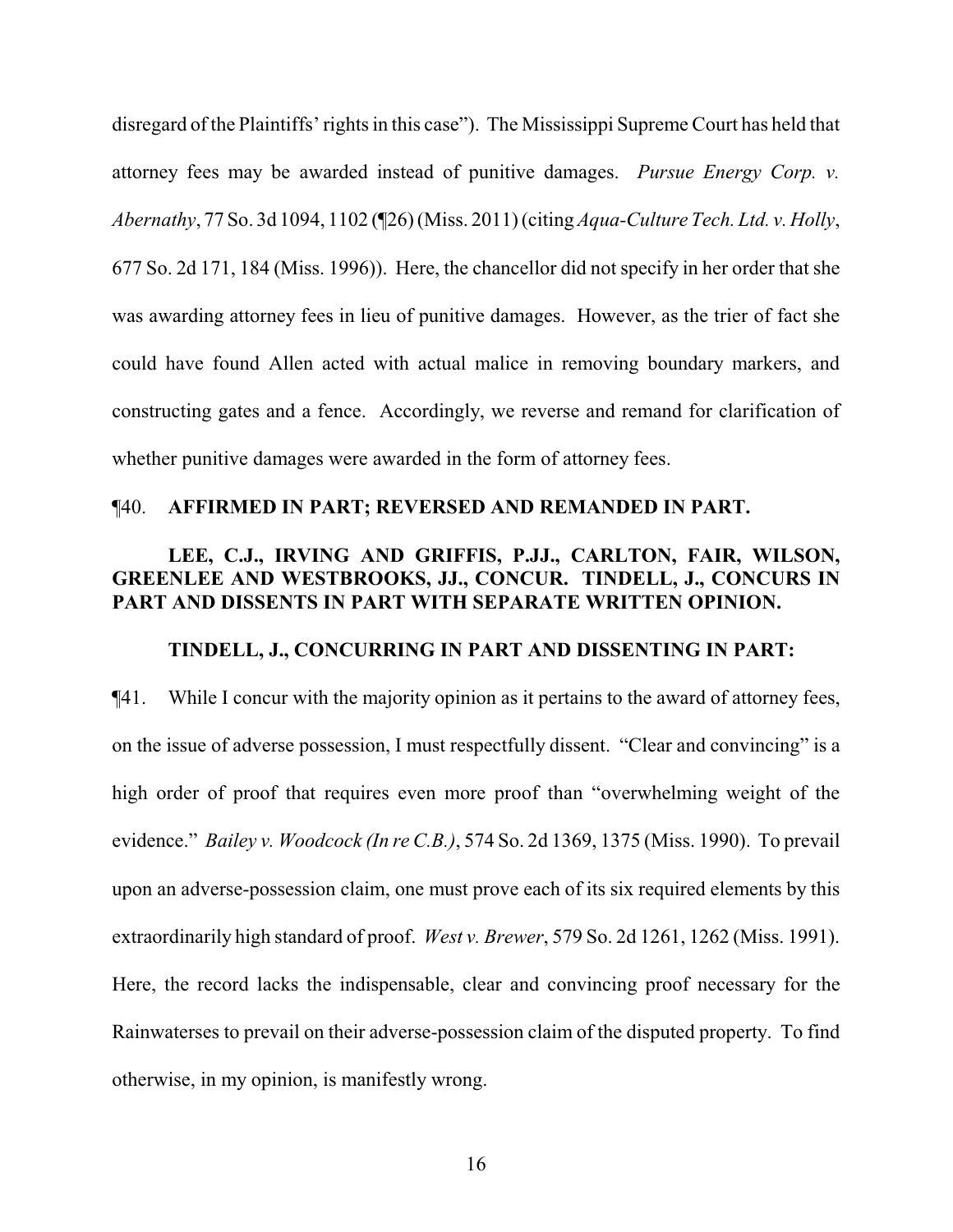disregard of the Plaintiffs' rights in this case"). The Mississippi Supreme Court has held that attorney fees may be awarded instead of punitive damages. *Pursue Energy Corp. v. Abernathy*, 77 So. 3d 1094, 1102 (¶26) (Miss. 2011) (citing *Aqua-Culture Tech. Ltd. v. Holly*, 677 So. 2d 171, 184 (Miss. 1996)). Here, the chancellor did not specify in her order that she was awarding attorney fees in lieu of punitive damages. However, as the trier of fact she could have found Allen acted with actual malice in removing boundary markers, and constructing gates and a fence. Accordingly, we reverse and remand for clarification of whether punitive damages were awarded in the form of attorney fees.

¶40. **AFFIRMED IN PART; REVERSED AND REMANDED IN PART.**

**LEE, C.J., IRVING AND GRIFFIS, P.JJ., CARLTON, FAIR, WILSON, GREENLEE AND WESTBROOKS, JJ., CONCUR. TINDELL, J., CONCURS IN PART AND DISSENTS IN PART WITH SEPARATE WRITTEN OPINION.**

**TINDELL, J., CONCURRING IN PART AND DISSENTING IN PART:**

¶41. While I concur with the majority opinion as it pertains to the award of attorney fees, on the issue of adverse possession, I must respectfully dissent. "Clear and convincing" is a high order of proof that requires even more proof than "overwhelming weight of the evidence." *Bailey v. Woodcock (In re C.B.)*, 574 So. 2d 1369, 1375 (Miss. 1990). To prevail upon an adverse-possession claim, one must prove each of its six required elements by this extraordinarily high standard of proof. *West v. Brewer*, 579 So. 2d 1261, 1262 (Miss. 1991). Here, the record lacks the indispensable, clear and convincing proof necessary for the Rainwaterses to prevail on their adverse-possession claim of the disputed property. To find otherwise, in my opinion, is manifestly wrong.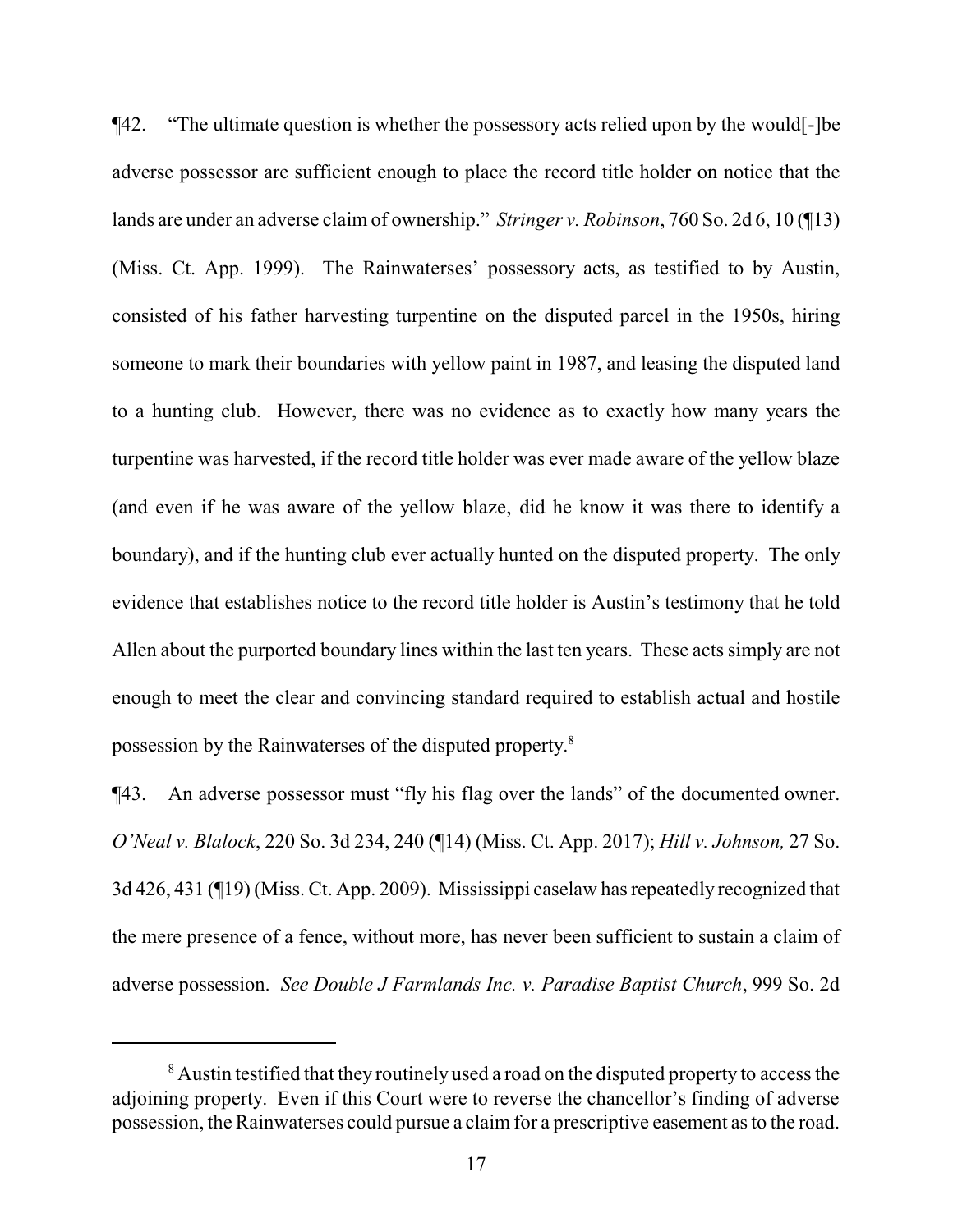¶42. "The ultimate question is whether the possessory acts relied upon by the would[-]be adverse possessor are sufficient enough to place the record title holder on notice that the lands are under an adverse claim of ownership." *Stringer v. Robinson*, 760 So. 2d 6, 10 (¶13) (Miss. Ct. App. 1999). The Rainwaterses' possessory acts, as testified to by Austin, consisted of his father harvesting turpentine on the disputed parcel in the 1950s, hiring someone to mark their boundaries with yellow paint in 1987, and leasing the disputed land to a hunting club. However, there was no evidence as to exactly how many years the turpentine was harvested, if the record title holder was ever made aware of the yellow blaze (and even if he was aware of the yellow blaze, did he know it was there to identify a boundary), and if the hunting club ever actually hunted on the disputed property. The only evidence that establishes notice to the record title holder is Austin's testimony that he told Allen about the purported boundary lines within the last ten years. These acts simply are not enough to meet the clear and convincing standard required to establish actual and hostile possession by the Rainwaterses of the disputed property.[8]

¶43. An adverse possessor must "fly his flag over the lands" of the documented owner. *O'Neal v. Blalock*, 220 So. 3d 234, 240 (¶14) (Miss. Ct. App. 2017); *Hill v. Johnson,* 27 So. 3d 426, 431 (¶19) (Miss. Ct. App. 2009). Mississippi caselaw has repeatedly recognized that the mere presence of a fence, without more, has never been sufficient to sustain a claim of adverse possession. *See Double J Farmlands Inc. v. Paradise Baptist Church*, 999 So. 2d

---

[8] Austin testified that they routinely used a road on the disputed property to access the adjoining property. Even if this Court were to reverse the chancellor's finding of adverse possession, the Rainwaterses could pursue a claim for a prescriptive easement as to the road.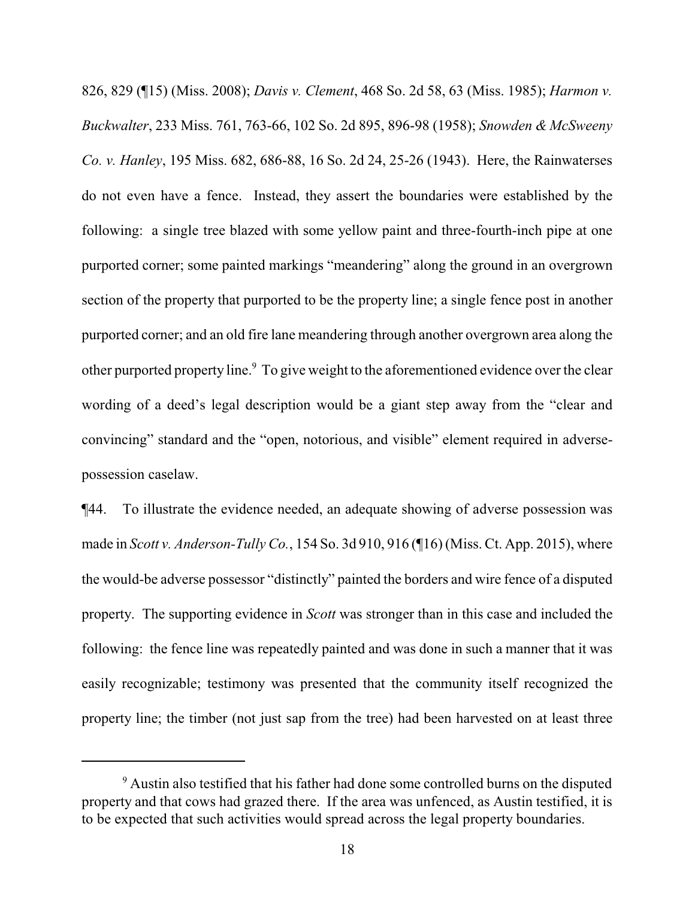826, 829 (¶15) (Miss. 2008); *Davis v. Clement*, 468 So. 2d 58, 63 (Miss. 1985); *Harmon v. Buckwalter*, 233 Miss. 761, 763-66, 102 So. 2d 895, 896-98 (1958); *Snowden & McSweeny Co. v. Hanley*, 195 Miss. 682, 686-88, 16 So. 2d 24, 25-26 (1943). Here, the Rainwaterses do not even have a fence. Instead, they assert the boundaries were established by the following: a single tree blazed with some yellow paint and three-fourth-inch pipe at one purported corner; some painted markings "meandering" along the ground in an overgrown section of the property that purported to be the property line; a single fence post in another purported corner; and an old fire lane meandering through another overgrown area along the other purported property line.[9] To give weight to the aforementioned evidence over the clear wording of a deed's legal description would be a giant step away from the "clear and convincing" standard and the "open, notorious, and visible" element required in adverse-possession caselaw.

¶44. To illustrate the evidence needed, an adequate showing of adverse possession was made in *Scott v. Anderson-Tully Co.*, 154 So. 3d 910, 916 (¶16) (Miss. Ct. App. 2015), where the would-be adverse possessor "distinctly" painted the borders and wire fence of a disputed property. The supporting evidence in *Scott* was stronger than in this case and included the following: the fence line was repeatedly painted and was done in such a manner that it was easily recognizable; testimony was presented that the community itself recognized the property line; the timber (not just sap from the tree) had been harvested on at least three

---

[9] Austin also testified that his father had done some controlled burns on the disputed property and that cows had grazed there. If the area was unfenced, as Austin testified, it is to be expected that such activities would spread across the legal property boundaries.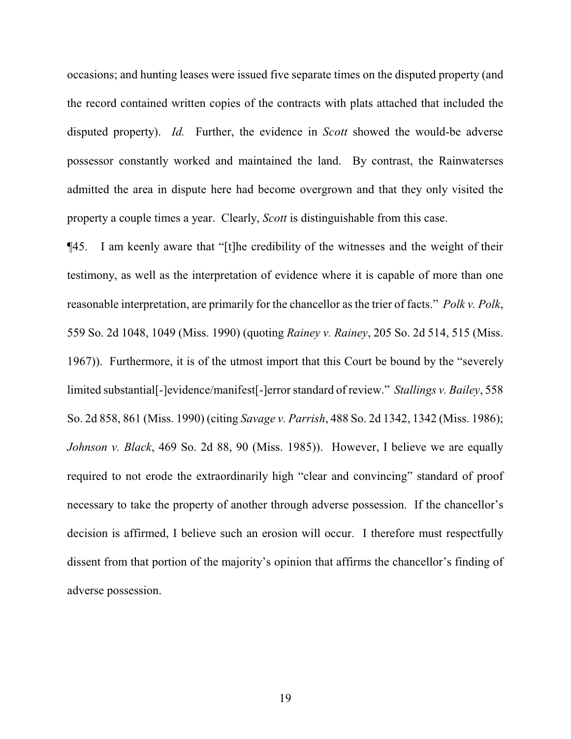occasions; and hunting leases were issued five separate times on the disputed property (and the record contained written copies of the contracts with plats attached that included the disputed property). *Id.* Further, the evidence in *Scott* showed the would-be adverse possessor constantly worked and maintained the land. By contrast, the Rainwaterses admitted the area in dispute here had become overgrown and that they only visited the property a couple times a year. Clearly, *Scott* is distinguishable from this case.

¶45. I am keenly aware that "[t]he credibility of the witnesses and the weight of their testimony, as well as the interpretation of evidence where it is capable of more than one reasonable interpretation, are primarily for the chancellor as the trier of facts." *Polk v. Polk*, 559 So. 2d 1048, 1049 (Miss. 1990) (quoting *Rainey v. Rainey*, 205 So. 2d 514, 515 (Miss. 1967)). Furthermore, it is of the utmost import that this Court be bound by the "severely limited substantial[-]evidence/manifest[-]error standard of review." *Stallings v. Bailey*, 558 So. 2d 858, 861 (Miss. 1990) (citing *Savage v. Parrish*, 488 So. 2d 1342, 1342 (Miss. 1986); *Johnson v. Black*, 469 So. 2d 88, 90 (Miss. 1985)). However, I believe we are equally required to not erode the extraordinarily high "clear and convincing" standard of proof necessary to take the property of another through adverse possession. If the chancellor's decision is affirmed, I believe such an erosion will occur. I therefore must respectfully dissent from that portion of the majority's opinion that affirms the chancellor's finding of adverse possession.